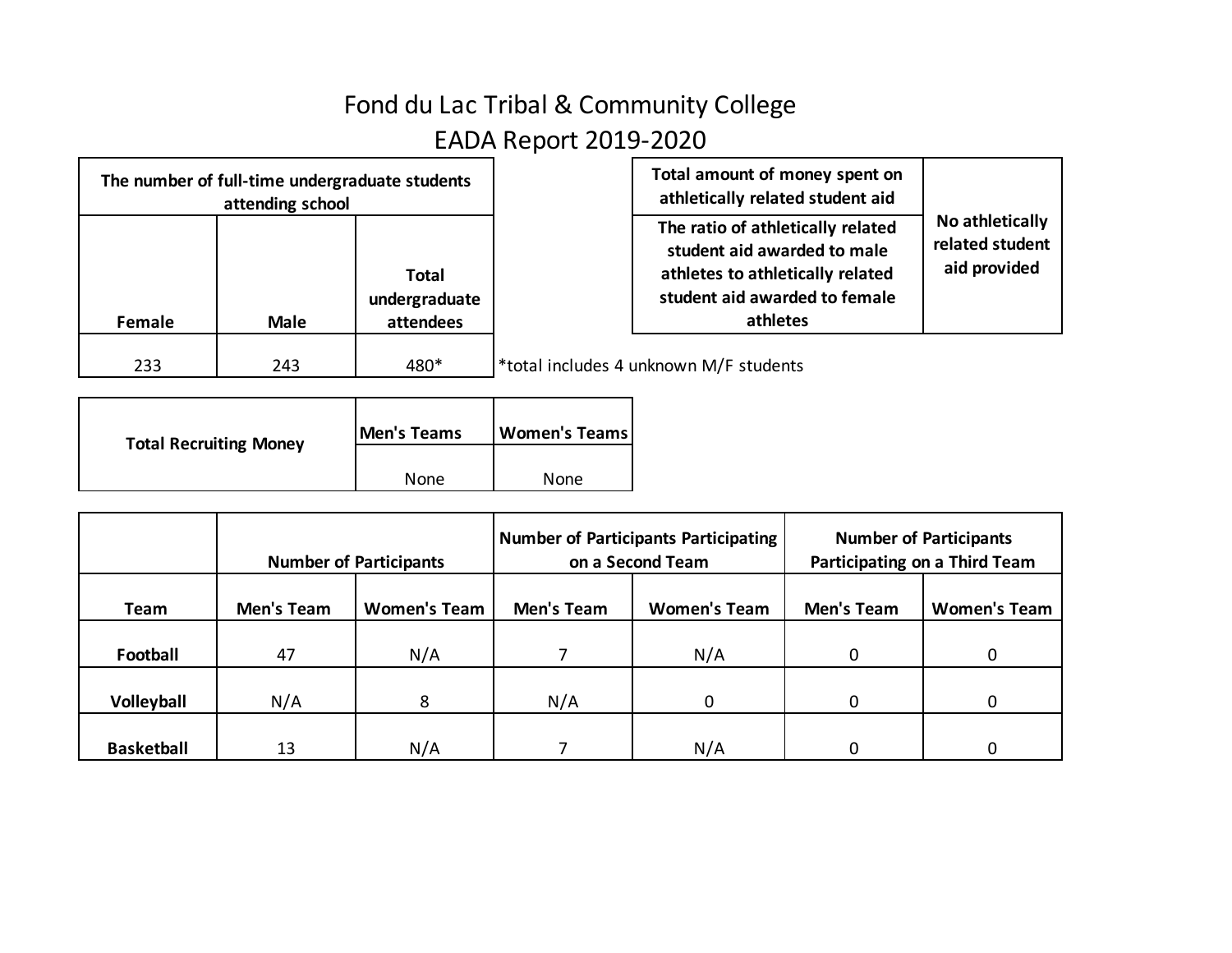# Fond du Lac Tribal & Community College
## EADA Report 2019-2020

| The number of full-time undergraduate students attending school | | |
|---|---|---|
| Female | Male | Total undergraduate attendees |
| 233 | 243 | 480* |

*total includes 4 unknown M/F students

| Total amount of money spent on athletically related student aid | No athletically related student aid provided |
|---|---|
| The ratio of athletically related student aid awarded to male athletes to athletically related student aid awarded to female athletes | |

| Total Recruiting Money | Men's Teams | Women's Teams |
|---|---|---|
| | None | None |

| | Number of Participants | | Number of Participants Participating on a Second Team | | Number of Participants Participating on a Third Team | |
|---|---|---|---|---|---|---|
| Team | Men's Team | Women's Team | Men's Team | Women's Team | Men's Team | Women's Team |
| Football | 47 | N/A | 7 | N/A | 0 | 0 |
| Volleyball | N/A | 8 | N/A | 0 | 0 | 0 |
| Basketball | 13 | N/A | 7 | N/A | 0 | 0 |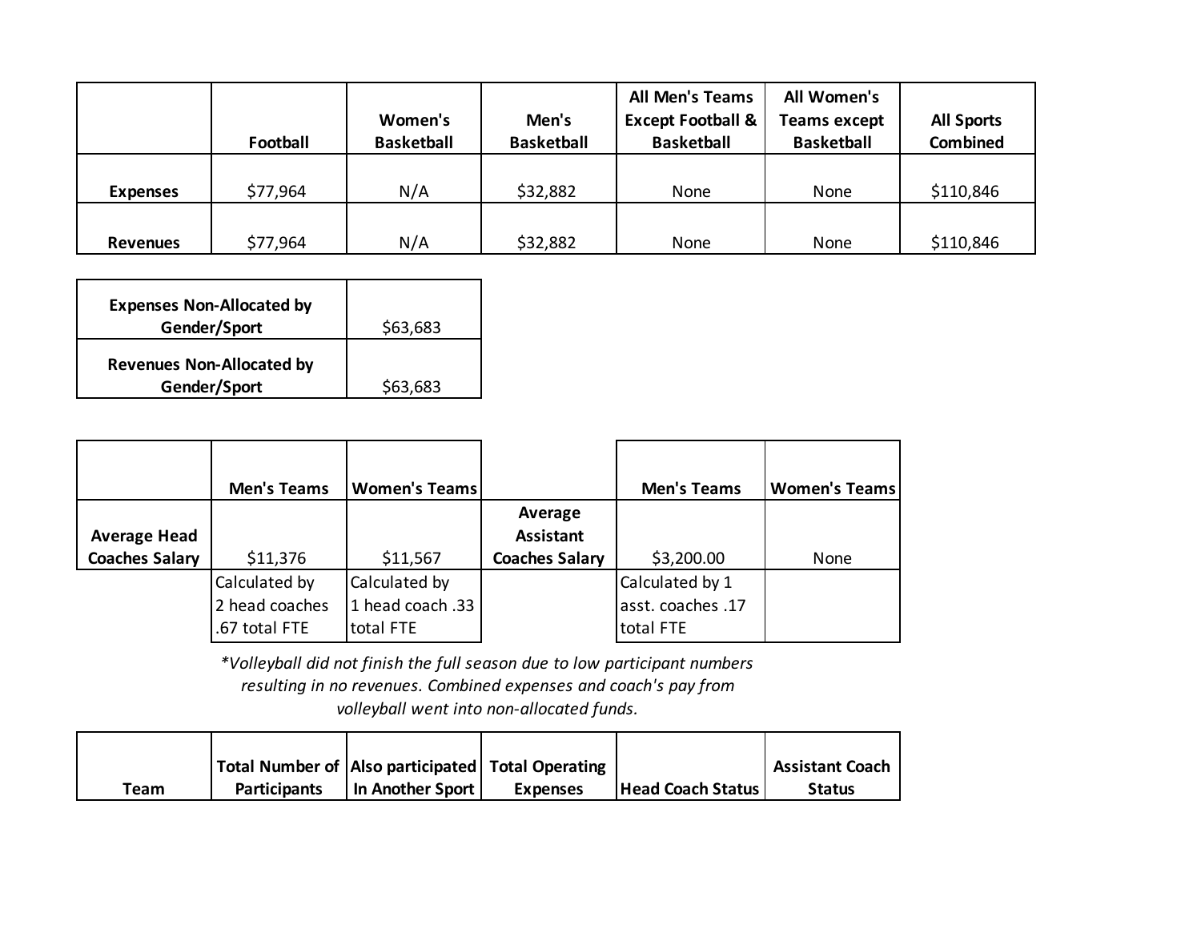| | Football | Women's Basketball | Men's Basketball | All Men's Teams Except Football & Basketball | All Women's Teams except Basketball | All Sports Combined |
|---|---|---|---|---|---|---|
| **Expenses** | $77,964 | N/A | $32,882 | None | None | $110,846 |
| **Revenues** | $77,964 | N/A | $32,882 | None | None | $110,846 |

| | |
|---|---|
| **Expenses Non-Allocated by Gender/Sport** | $63,683 |
| **Revenues Non-Allocated by Gender/Sport** | $63,683 |

| | Men's Teams | Women's Teams | | Men's Teams | Women's Teams |
|---|---|---|---|---|---|
| **Average Head Coaches Salary** | $11,376 | $11,567 | **Average Assistant Coaches Salary** | $3,200.00 | None |
| | Calculated by 2 head coaches .67 total FTE | Calculated by 1 head coach .33 total FTE | | Calculated by 1 asst. coaches .17 total FTE | |

*\*Volleyball did not finish the full season due to low participant numbers resulting in no revenues. Combined expenses and coach's pay from volleyball went into non-allocated funds.*

| Team | Total Number of Participants | Also participated In Another Sport | Total Operating Expenses | Head Coach Status | Assistant Coach Status |
|---|---|---|---|---|---|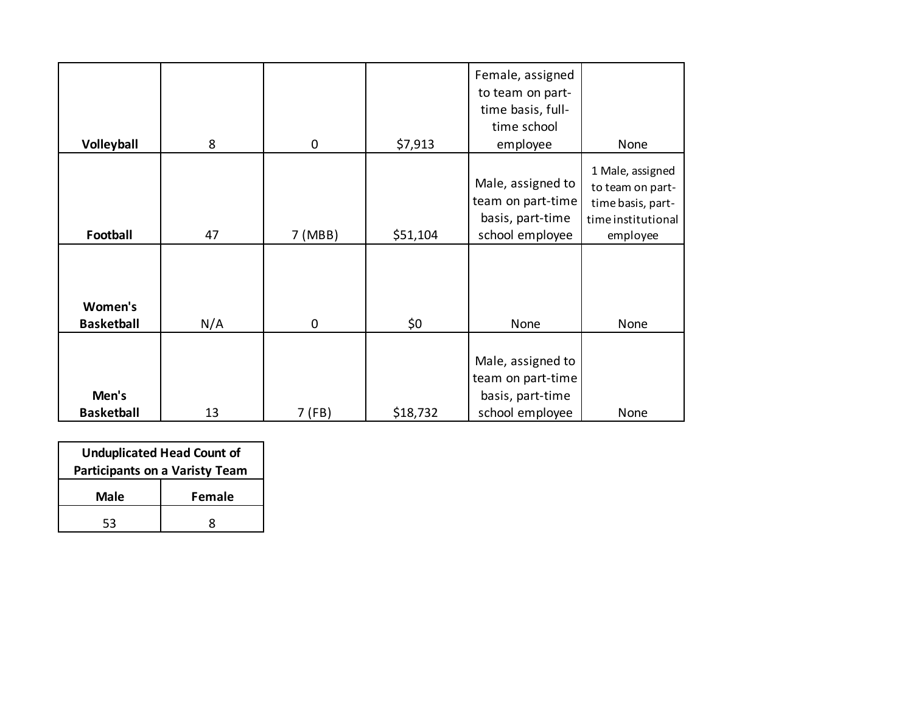| | | | | | |
|---|---|---|---|---|---|
| **Volleyball** | 8 | 0 | $7,913 | Female, assigned to team on part-time basis, full-time school employee | None |
| **Football** | 47 | 7 (MBB) | $51,104 | Male, assigned to team on part-time basis, part-time school employee | 1 Male, assigned to team on part-time basis, part-time institutional employee |
| **Women's Basketball** | N/A | 0 | $0 | None | None |
| **Men's Basketball** | 13 | 7 (FB) | $18,732 | Male, assigned to team on part-time basis, part-time school employee | None |

| Unduplicated Head Count of Participants on a Varisty Team | |
|---|---|
| **Male** | **Female** |
| 53 | 8 |